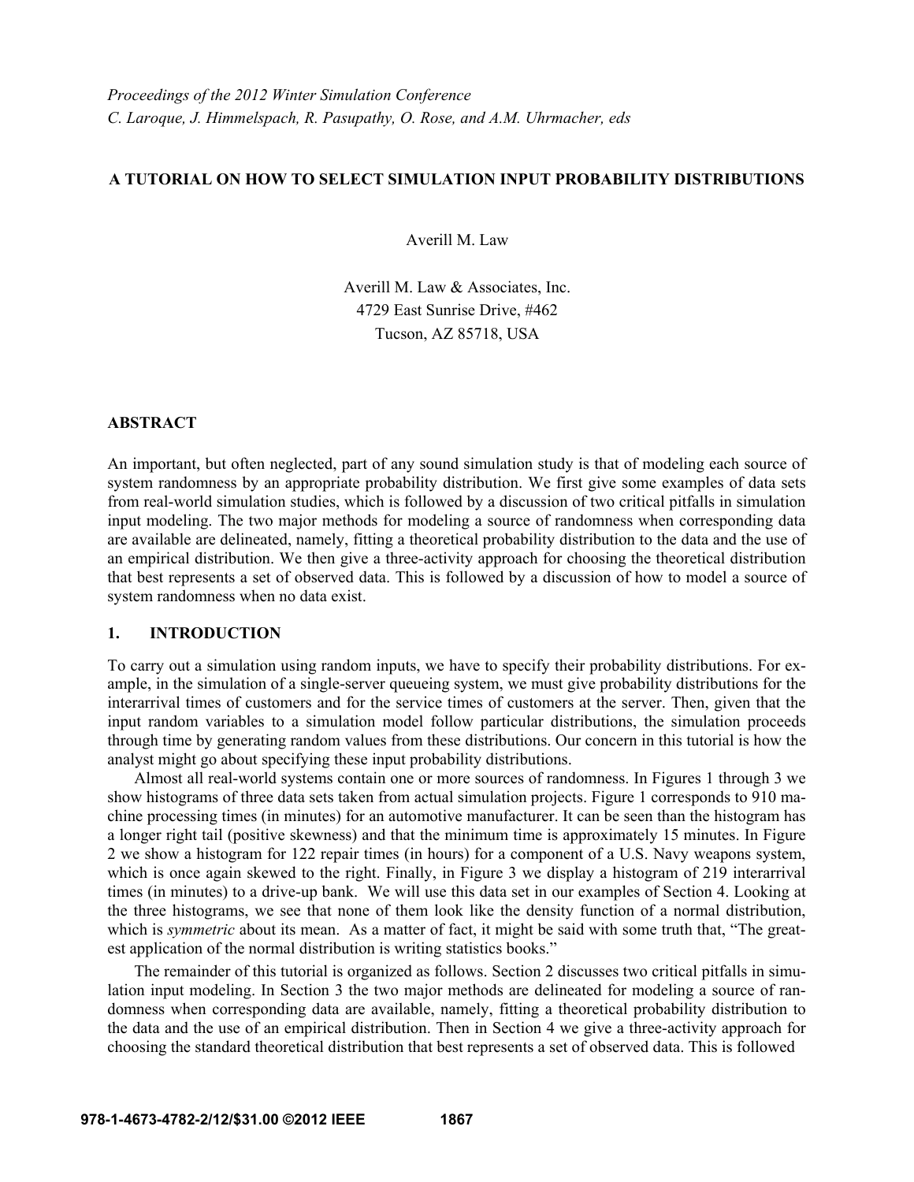*Proceedings of the 2012 Winter Simulation Conference*
*C. Laroque, J. Himmelspach, R. Pasupathy, O. Rose, and A.M. Uhrmacher, eds*

# A TUTORIAL ON HOW TO SELECT SIMULATION INPUT PROBABILITY DISTRIBUTIONS

Averill M. Law

Averill M. Law & Associates, Inc.
4729 East Sunrise Drive, #462
Tucson, AZ 85718, USA

## ABSTRACT

An important, but often neglected, part of any sound simulation study is that of modeling each source of system randomness by an appropriate probability distribution. We first give some examples of data sets from real-world simulation studies, which is followed by a discussion of two critical pitfalls in simulation input modeling. The two major methods for modeling a source of randomness when corresponding data are available are delineated, namely, fitting a theoretical probability distribution to the data and the use of an empirical distribution. We then give a three-activity approach for choosing the theoretical distribution that best represents a set of observed data. This is followed by a discussion of how to model a source of system randomness when no data exist.

## 1. INTRODUCTION

To carry out a simulation using random inputs, we have to specify their probability distributions. For example, in the simulation of a single-server queueing system, we must give probability distributions for the interarrival times of customers and for the service times of customers at the server. Then, given that the input random variables to a simulation model follow particular distributions, the simulation proceeds through time by generating random values from these distributions. Our concern in this tutorial is how the analyst might go about specifying these input probability distributions.

Almost all real-world systems contain one or more sources of randomness. In Figures 1 through 3 we show histograms of three data sets taken from actual simulation projects. Figure 1 corresponds to 910 machine processing times (in minutes) for an automotive manufacturer. It can be seen than the histogram has a longer right tail (positive skewness) and that the minimum time is approximately 15 minutes. In Figure 2 we show a histogram for 122 repair times (in hours) for a component of a U.S. Navy weapons system, which is once again skewed to the right. Finally, in Figure 3 we display a histogram of 219 interarrival times (in minutes) to a drive-up bank. We will use this data set in our examples of Section 4. Looking at the three histograms, we see that none of them look like the density function of a normal distribution, which is *symmetric* about its mean. As a matter of fact, it might be said with some truth that, "The greatest application of the normal distribution is writing statistics books."

The remainder of this tutorial is organized as follows. Section 2 discusses two critical pitfalls in simulation input modeling. In Section 3 the two major methods are delineated for modeling a source of randomness when corresponding data are available, namely, fitting a theoretical probability distribution to the data and the use of an empirical distribution. Then in Section 4 we give a three-activity approach for choosing the standard theoretical distribution that best represents a set of observed data. This is followed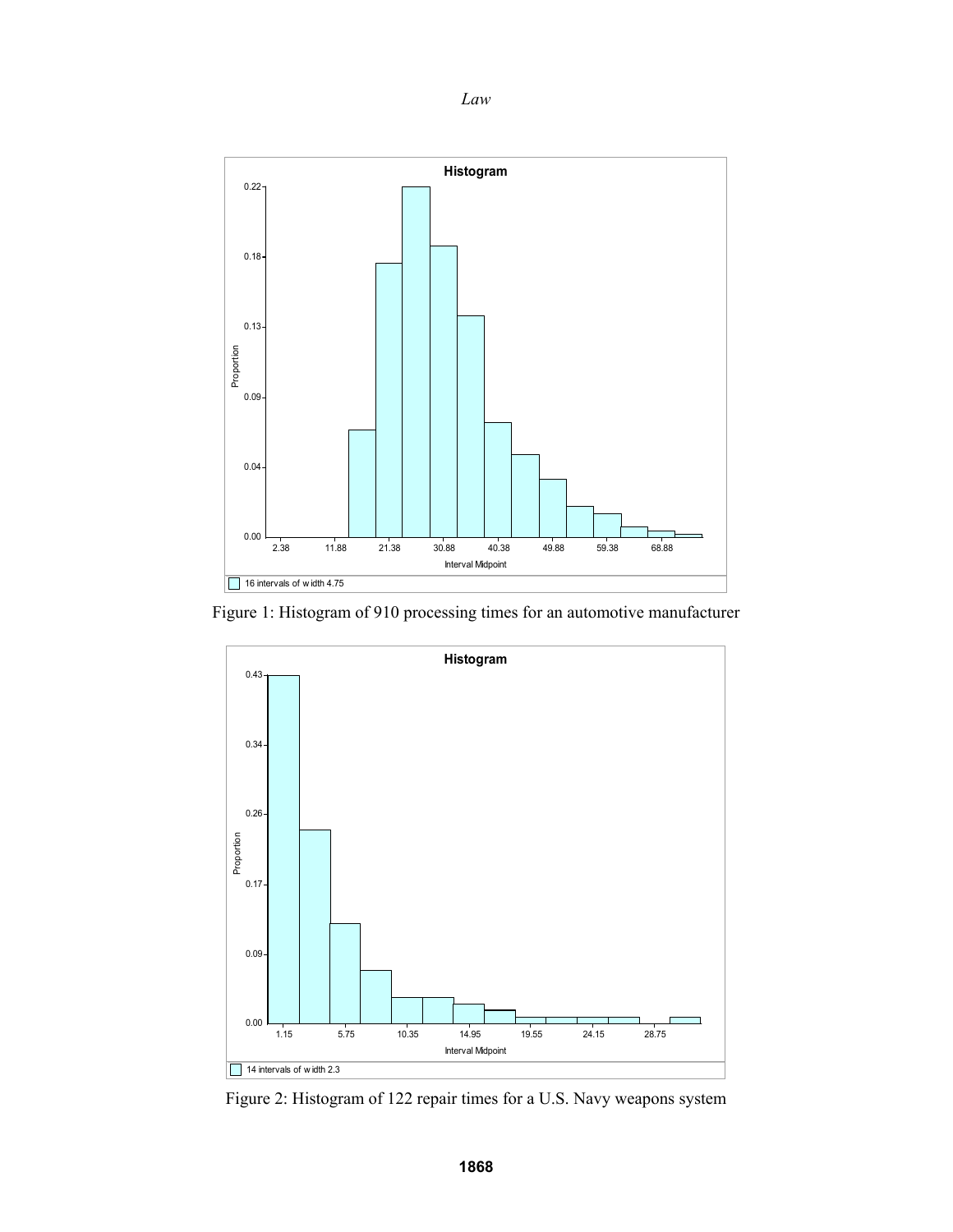Figure 1: Histogram of 910 processing times for an automotive manufacturer

Figure 2: Histogram of 122 repair times for a U.S. Navy weapons system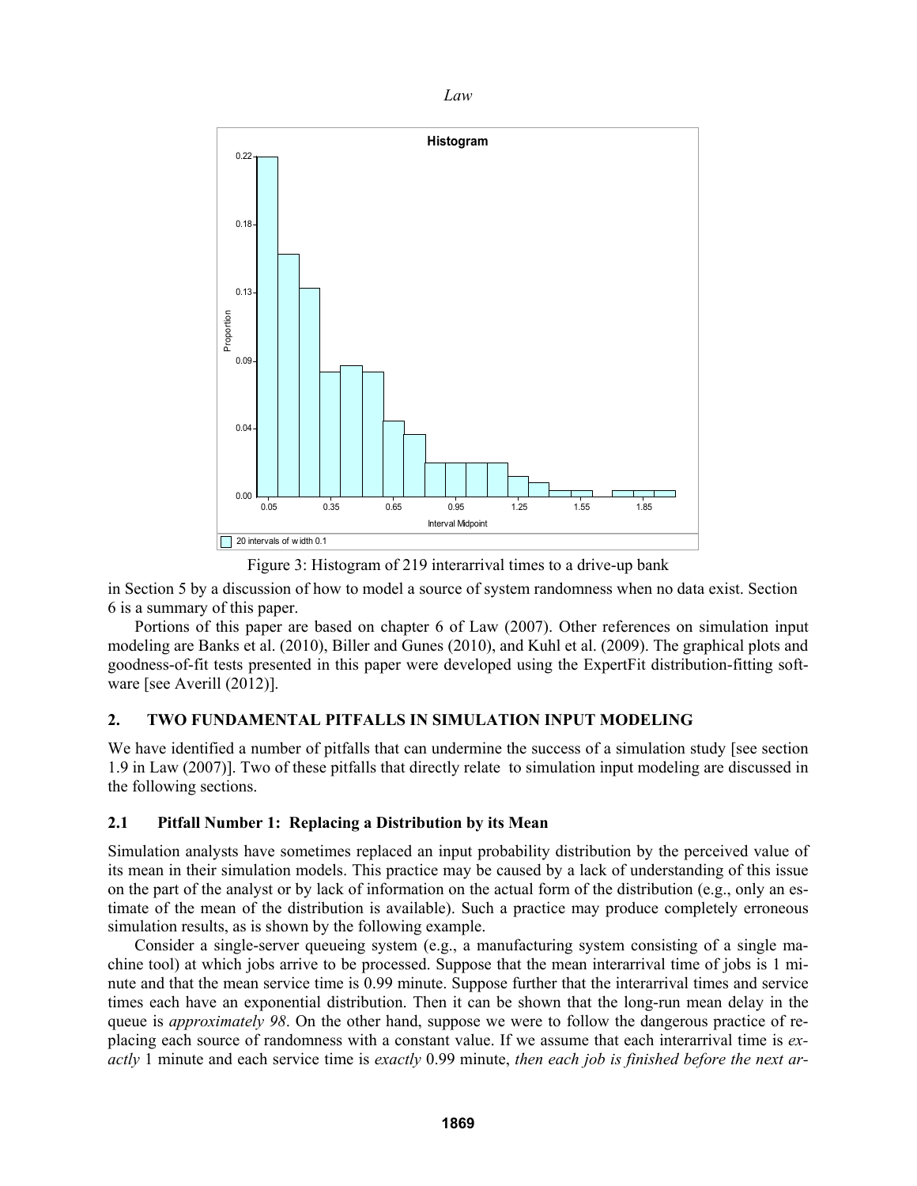Figure 3: Histogram of 219 interarrival times to a drive-up bank

in Section 5 by a discussion of how to model a source of system randomness when no data exist. Section 6 is a summary of this paper.

Portions of this paper are based on chapter 6 of Law (2007). Other references on simulation input modeling are Banks et al. (2010), Biller and Gunes (2010), and Kuhl et al. (2009). The graphical plots and goodness-of-fit tests presented in this paper were developed using the ExpertFit distribution-fitting software [see Averill (2012)].

## 2. TWO FUNDAMENTAL PITFALLS IN SIMULATION INPUT MODELING

We have identified a number of pitfalls that can undermine the success of a simulation study [see section 1.9 in Law (2007)]. Two of these pitfalls that directly relate to simulation input modeling are discussed in the following sections.

### 2.1 Pitfall Number 1: Replacing a Distribution by its Mean

Simulation analysts have sometimes replaced an input probability distribution by the perceived value of its mean in their simulation models. This practice may be caused by a lack of understanding of this issue on the part of the analyst or by lack of information on the actual form of the distribution (e.g., only an estimate of the mean of the distribution is available). Such a practice may produce completely erroneous simulation results, as is shown by the following example.

Consider a single-server queueing system (e.g., a manufacturing system consisting of a single machine tool) at which jobs arrive to be processed. Suppose that the mean interarrival time of jobs is 1 minute and that the mean service time is 0.99 minute. Suppose further that the interarrival times and service times each have an exponential distribution. Then it can be shown that the long-run mean delay in the queue is *approximately 98*. On the other hand, suppose we were to follow the dangerous practice of replacing each source of randomness with a constant value. If we assume that each interarrival time is *exactly* 1 minute and each service time is *exactly* 0.99 minute, *then each job is finished before the next ar-*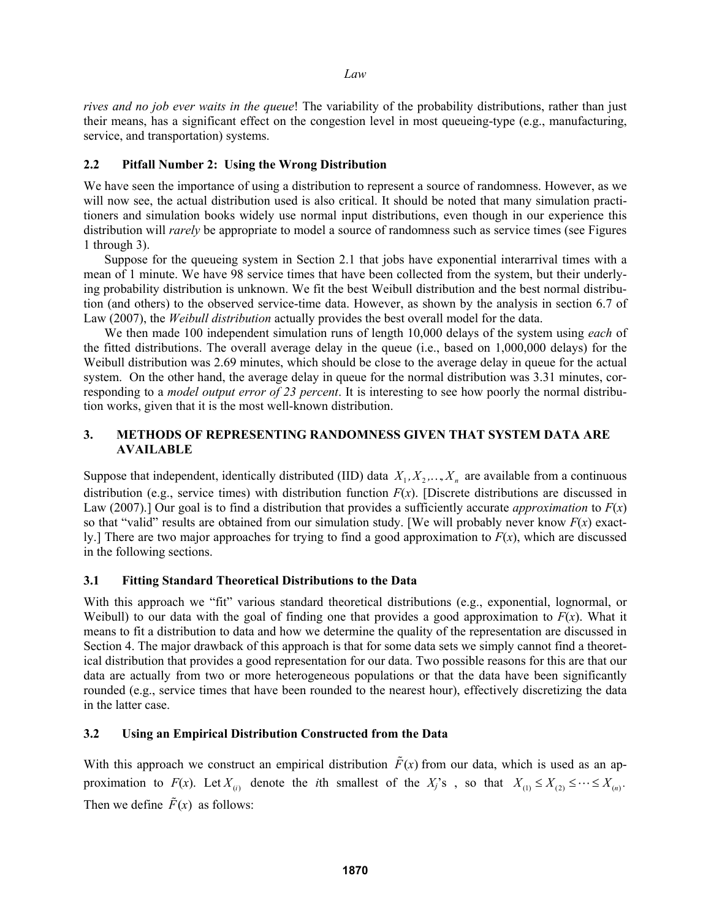*rives and no job ever waits in the queue*! The variability of the probability distributions, rather than just their means, has a significant effect on the congestion level in most queueing-type (e.g., manufacturing, service, and transportation) systems.

### 2.2 Pitfall Number 2: Using the Wrong Distribution

We have seen the importance of using a distribution to represent a source of randomness. However, as we will now see, the actual distribution used is also critical. It should be noted that many simulation practitioners and simulation books widely use normal input distributions, even though in our experience this distribution will *rarely* be appropriate to model a source of randomness such as service times (see Figures 1 through 3).

Suppose for the queueing system in Section 2.1 that jobs have exponential interarrival times with a mean of 1 minute. We have 98 service times that have been collected from the system, but their underlying probability distribution is unknown. We fit the best Weibull distribution and the best normal distribution (and others) to the observed service-time data. However, as shown by the analysis in section 6.7 of Law (2007), the *Weibull distribution* actually provides the best overall model for the data.

We then made 100 independent simulation runs of length 10,000 delays of the system using *each* of the fitted distributions. The overall average delay in the queue (i.e., based on 1,000,000 delays) for the Weibull distribution was 2.69 minutes, which should be close to the average delay in queue for the actual system. On the other hand, the average delay in queue for the normal distribution was 3.31 minutes, corresponding to a *model output error of 23 percent*. It is interesting to see how poorly the normal distribution works, given that it is the most well-known distribution.

## 3. METHODS OF REPRESENTING RANDOMNESS GIVEN THAT SYSTEM DATA ARE AVAILABLE

Suppose that independent, identically distributed (IID) data $X_1, X_2, \ldots, X_n$ are available from a continuous distribution (e.g., service times) with distribution function $F(x)$. [Discrete distributions are discussed in Law (2007).] Our goal is to find a distribution that provides a sufficiently accurate *approximation* to $F(x)$ so that "valid" results are obtained from our simulation study. [We will probably never know $F(x)$ exactly.] There are two major approaches for trying to find a good approximation to $F(x)$, which are discussed in the following sections.

### 3.1 Fitting Standard Theoretical Distributions to the Data

With this approach we "fit" various standard theoretical distributions (e.g., exponential, lognormal, or Weibull) to our data with the goal of finding one that provides a good approximation to $F(x)$. What it means to fit a distribution to data and how we determine the quality of the representation are discussed in Section 4. The major drawback of this approach is that for some data sets we simply cannot find a theoretical distribution that provides a good representation for our data. Two possible reasons for this are that our data are actually from two or more heterogeneous populations or that the data have been significantly rounded (e.g., service times that have been rounded to the nearest hour), effectively discretizing the data in the latter case.

### 3.2 Using an Empirical Distribution Constructed from the Data

With this approach we construct an empirical distribution $\tilde{F}(x)$ from our data, which is used as an approximation to $F(x)$. Let $X_{(i)}$ denote the $i$th smallest of the $X_j$'s, so that $X_{(1)} \le X_{(2)} \le \cdots \le X_{(n)}$. Then we define $\tilde{F}(x)$ as follows: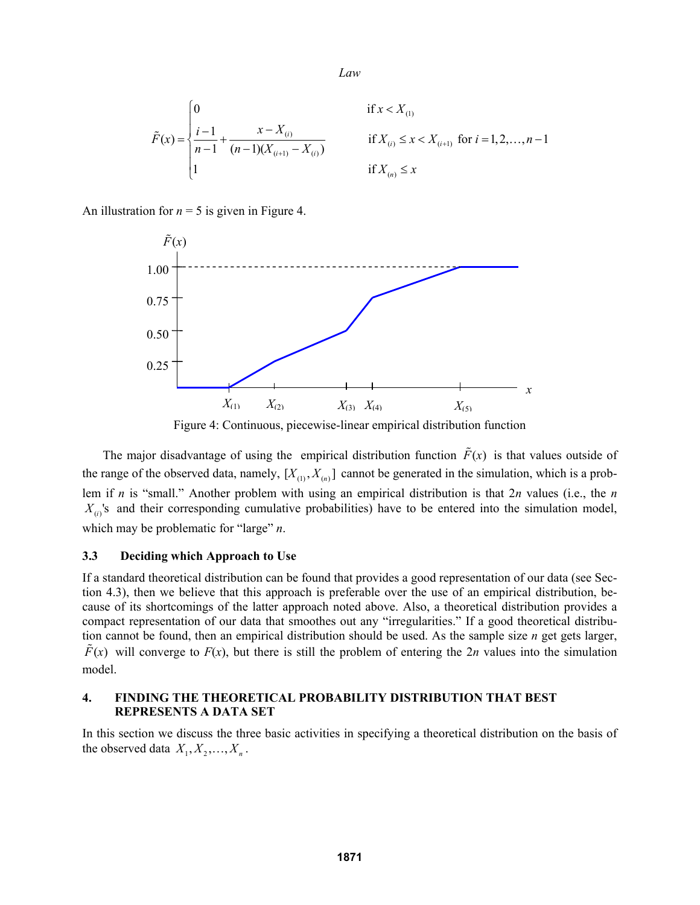$$
\tilde{F}(x) = \begin{cases} 0 & \text{if } x < X_{(1)} \\ \dfrac{i-1}{n-1} + \dfrac{x - X_{(i)}}{(n-1)(X_{(i+1)} - X_{(i)})} & \text{if } X_{(i)} \le x < X_{(i+1)} \text{ for } i = 1, 2, \ldots, n-1 \\ 1 & \text{if } X_{(n)} \le x \end{cases}
$$

An illustration for $n = 5$ is given in Figure 4.

Figure 4: Continuous, piecewise-linear empirical distribution function

The major disadvantage of using the empirical distribution function $\tilde{F}(x)$ is that values outside of the range of the observed data, namely, $[X_{(1)}, X_{(n)}]$ cannot be generated in the simulation, which is a problem if $n$ is "small." Another problem with using an empirical distribution is that $2n$ values (i.e., the $n$ $X_{(i)}$'s and their corresponding cumulative probabilities) have to be entered into the simulation model, which may be problematic for "large" $n$.

### 3.3 Deciding which Approach to Use

If a standard theoretical distribution can be found that provides a good representation of our data (see Section 4.3), then we believe that this approach is preferable over the use of an empirical distribution, because of its shortcomings of the latter approach noted above. Also, a theoretical distribution provides a compact representation of our data that smoothes out any "irregularities." If a good theoretical distribution cannot be found, then an empirical distribution should be used. As the sample size $n$ get gets larger, $\tilde{F}(x)$ will converge to $F(x)$, but there is still the problem of entering the $2n$ values into the simulation model.

## 4. FINDING THE THEORETICAL PROBABILITY DISTRIBUTION THAT BEST REPRESENTS A DATA SET

In this section we discuss the three basic activities in specifying a theoretical distribution on the basis of the observed data $X_1, X_2, \ldots, X_n$.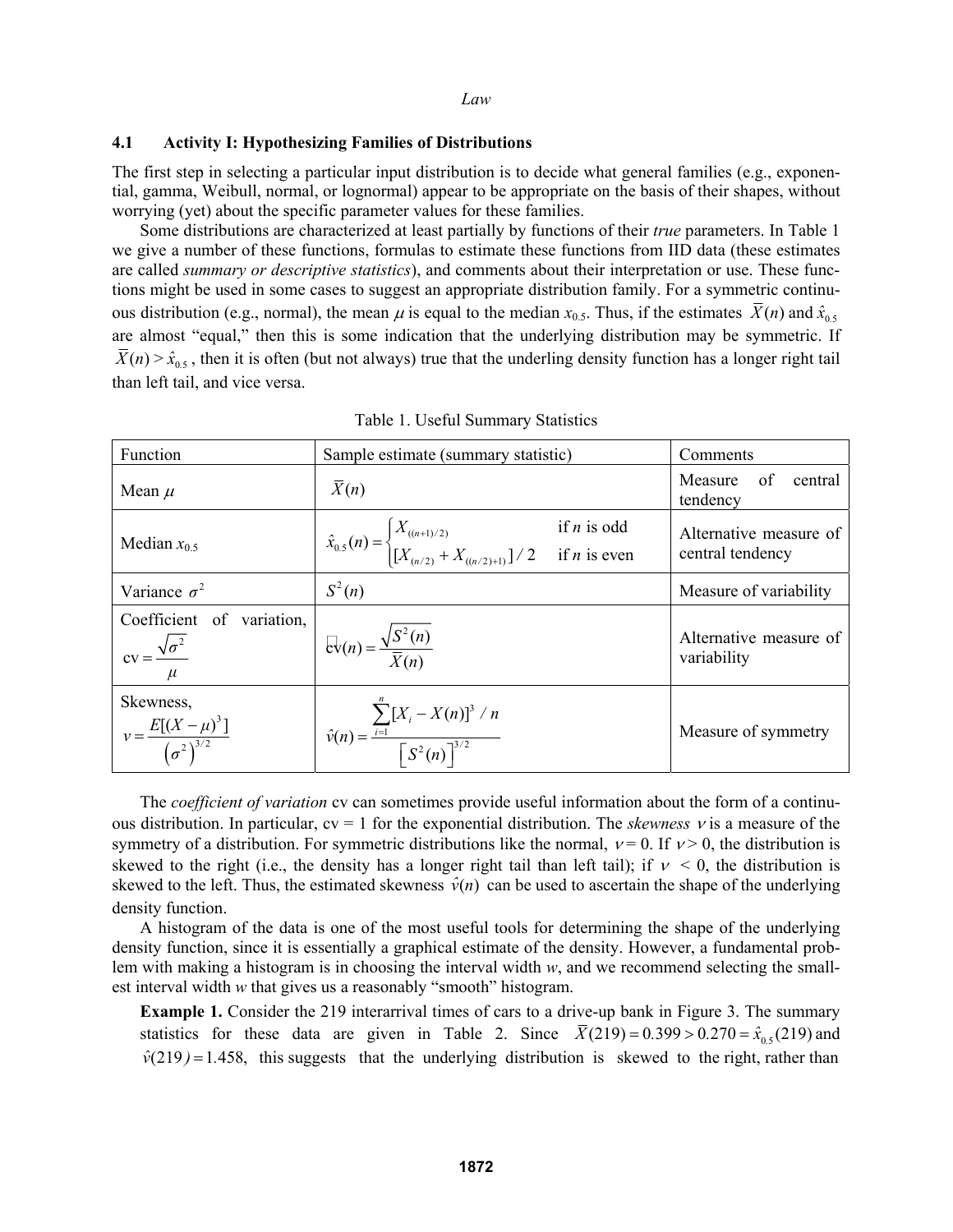### 4.1 Activity I: Hypothesizing Families of Distributions

The first step in selecting a particular input distribution is to decide what general families (e.g., exponential, gamma, Weibull, normal, or lognormal) appear to be appropriate on the basis of their shapes, without worrying (yet) about the specific parameter values for these families.

Some distributions are characterized at least partially by functions of their *true* parameters. In Table 1 we give a number of these functions, formulas to estimate these functions from IID data (these estimates are called *summary or descriptive statistics*), and comments about their interpretation or use. These functions might be used in some cases to suggest an appropriate distribution family. For a symmetric continuous distribution (e.g., normal), the mean $\mu$ is equal to the median $x_{0.5}$. Thus, if the estimates $\bar{X}(n)$ and $\hat{x}_{0.5}$ are almost "equal," then this is some indication that the underlying distribution may be symmetric. If $\bar{X}(n) > \hat{x}_{0.5}$, then it is often (but not always) true that the underling density function has a longer right tail than left tail, and vice versa.

Table 1. Useful Summary Statistics

| Function | Sample estimate (summary statistic) | Comments |
|---|---|---|
| Mean $\mu$ | $\bar{X}(n)$ | Measure of central tendency |
| Median $x_{0.5}$ | $\hat{x}_{0.5}(n) = \begin{cases} X_{((n+1)/2)} & \text{if } n \text{ is odd} \\ [X_{(n/2)} + X_{((n/2)+1)}]/2 & \text{if } n \text{ is even} \end{cases}$ | Alternative measure of central tendency |
| Variance $\sigma^2$ | $S^2(n)$ | Measure of variability |
| Coefficient of variation, $\text{cv} = \dfrac{\sqrt{\sigma^2}}{\mu}$ | $\widehat{\text{cv}}(n) = \dfrac{\sqrt{S^2(n)}}{\bar{X}(n)}$ | Alternative measure of variability |
| Skewness, $\nu = \dfrac{E[(X-\mu)^3]}{\left(\sigma^2\right)^{3/2}}$ | $\hat{\nu}(n) = \dfrac{\sum_{i=1}^{n}[X_i - X(n)]^3 / n}{\left[S^2(n)\right]^{3/2}}$ | Measure of symmetry |

The *coefficient of variation* cv can sometimes provide useful information about the form of a continuous distribution. In particular, cv = 1 for the exponential distribution. The *skewness* $\nu$ is a measure of the symmetry of a distribution. For symmetric distributions like the normal, $\nu = 0$. If $\nu > 0$, the distribution is skewed to the right (i.e., the density has a longer right tail than left tail); if $\nu < 0$, the distribution is skewed to the left. Thus, the estimated skewness $\hat{\nu}(n)$ can be used to ascertain the shape of the underlying density function.

A histogram of the data is one of the most useful tools for determining the shape of the underlying density function, since it is essentially a graphical estimate of the density. However, a fundamental problem with making a histogram is in choosing the interval width $w$, and we recommend selecting the smallest interval width $w$ that gives us a reasonably "smooth" histogram.

**Example 1.** Consider the 219 interarrival times of cars to a drive-up bank in Figure 3. The summary statistics for these data are given in Table 2. Since $\bar{X}(219) = 0.399 > 0.270 = \hat{x}_{0.5}(219)$ and $\hat{\nu}(219) = 1.458$, this suggests that the underlying distribution is skewed to the right, rather than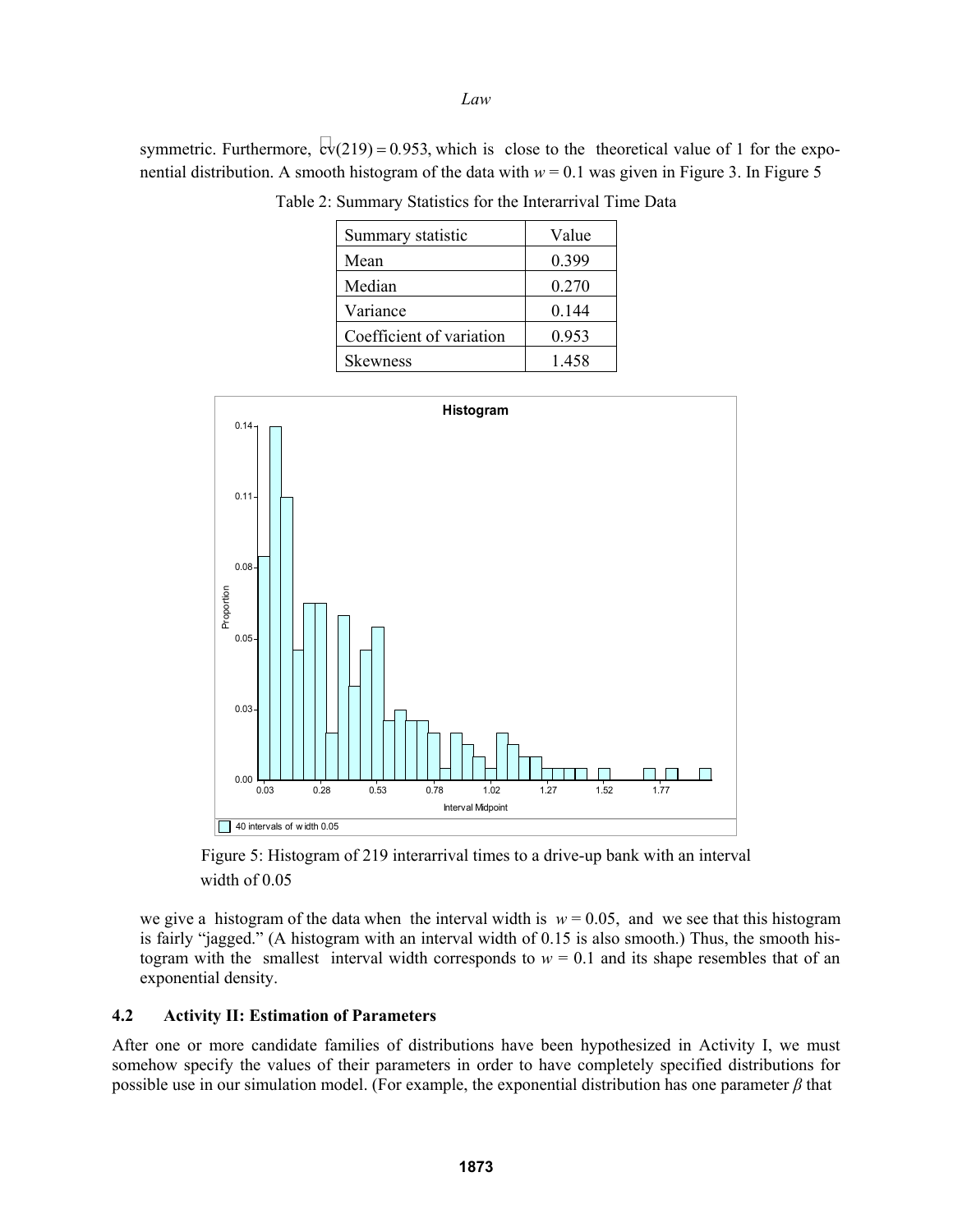symmetric. Furthermore, $\hat{cv}(219) = 0.953$, which is close to the theoretical value of 1 for the exponential distribution. A smooth histogram of the data with $w = 0.1$ was given in Figure 3. In Figure 5

Table 2: Summary Statistics for the Interarrival Time Data

| Summary statistic | Value |
| --- | --- |
| Mean | 0.399 |
| Median | 0.270 |
| Variance | 0.144 |
| Coefficient of variation | 0.953 |
| Skewness | 1.458 |

Figure 5: Histogram of 219 interarrival times to a drive-up bank with an interval width of 0.05

we give a histogram of the data when the interval width is $w = 0.05$, and we see that this histogram is fairly "jagged." (A histogram with an interval width of 0.15 is also smooth.) Thus, the smooth histogram with the smallest interval width corresponds to $w = 0.1$ and its shape resembles that of an exponential density.

## 4.2 Activity II: Estimation of Parameters

After one or more candidate families of distributions have been hypothesized in Activity I, we must somehow specify the values of their parameters in order to have completely specified distributions for possible use in our simulation model. (For example, the exponential distribution has one parameter $\beta$ that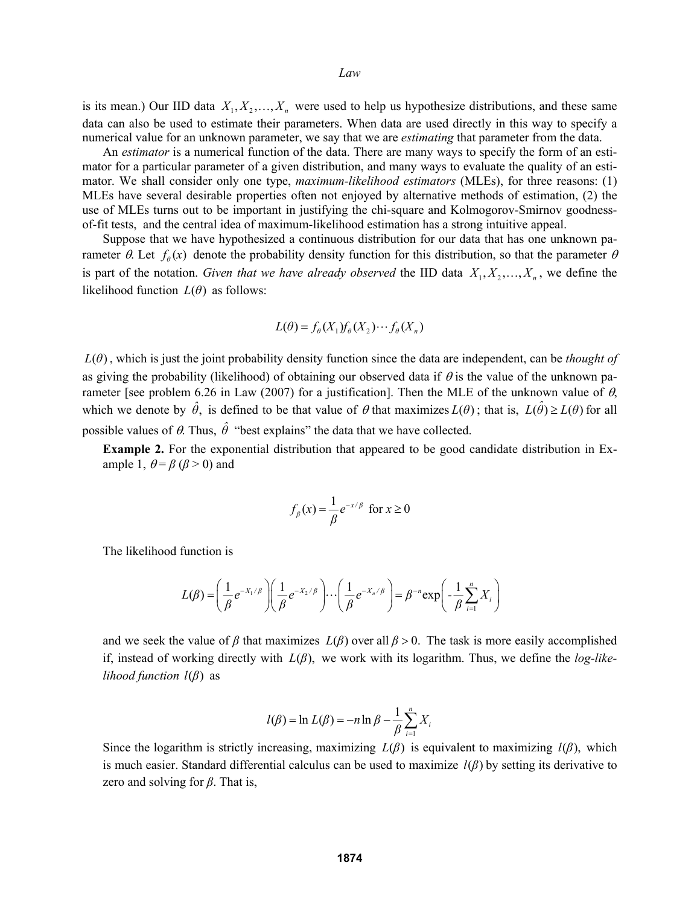is its mean.) Our IID data $X_1, X_2, \ldots, X_n$ were used to help us hypothesize distributions, and these same data can also be used to estimate their parameters. When data are used directly in this way to specify a numerical value for an unknown parameter, we say that we are *estimating* that parameter from the data.

An *estimator* is a numerical function of the data. There are many ways to specify the form of an estimator for a particular parameter of a given distribution, and many ways to evaluate the quality of an estimator. We shall consider only one type, *maximum-likelihood estimators* (MLEs), for three reasons: (1) MLEs have several desirable properties often not enjoyed by alternative methods of estimation, (2) the use of MLEs turns out to be important in justifying the chi-square and Kolmogorov-Smirnov goodness-of-fit tests, and the central idea of maximum-likelihood estimation has a strong intuitive appeal.

Suppose that we have hypothesized a continuous distribution for our data that has one unknown parameter $\theta$. Let $f_\theta(x)$ denote the probability density function for this distribution, so that the parameter $\theta$ is part of the notation. *Given that we have already observed* the IID data $X_1, X_2, \ldots, X_n$, we define the likelihood function $L(\theta)$ as follows:

$$L(\theta) = f_\theta(X_1) f_\theta(X_2) \cdots f_\theta(X_n)$$

$L(\theta)$, which is just the joint probability density function since the data are independent, can be *thought of* as giving the probability (likelihood) of obtaining our observed data if $\theta$ is the value of the unknown parameter [see problem 6.26 in Law (2007) for a justification]. Then the MLE of the unknown value of $\theta$, which we denote by $\hat{\theta}$, is defined to be that value of $\theta$ that maximizes $L(\theta)$; that is, $L(\hat{\theta}) \geq L(\theta)$ for all possible values of $\theta$. Thus, $\hat{\theta}$ "best explains" the data that we have collected.

**Example 2.** For the exponential distribution that appeared to be good candidate distribution in Example 1, $\theta = \beta$ ($\beta > 0$) and

$$f_\beta(x) = \frac{1}{\beta} e^{-x/\beta} \text{ for } x \geq 0$$

The likelihood function is

$$L(\beta) = \left( \frac{1}{\beta} e^{-X_1/\beta} \right) \left( \frac{1}{\beta} e^{-X_2/\beta} \right) \cdots \left( \frac{1}{\beta} e^{-X_n/\beta} \right) = \beta^{-n} \exp\left( -\frac{1}{\beta} \sum_{i=1}^{n} X_i \right)$$

and we seek the value of $\beta$ that maximizes $L(\beta)$ over all $\beta > 0$. The task is more easily accomplished if, instead of working directly with $L(\beta)$, we work with its logarithm. Thus, we define the *log-likelihood function* $l(\beta)$ as

$$l(\beta) = \ln L(\beta) = -n \ln \beta - \frac{1}{\beta} \sum_{i=1}^{n} X_i$$

Since the logarithm is strictly increasing, maximizing $L(\beta)$ is equivalent to maximizing $l(\beta)$, which is much easier. Standard differential calculus can be used to maximize $l(\beta)$ by setting its derivative to zero and solving for $\beta$. That is,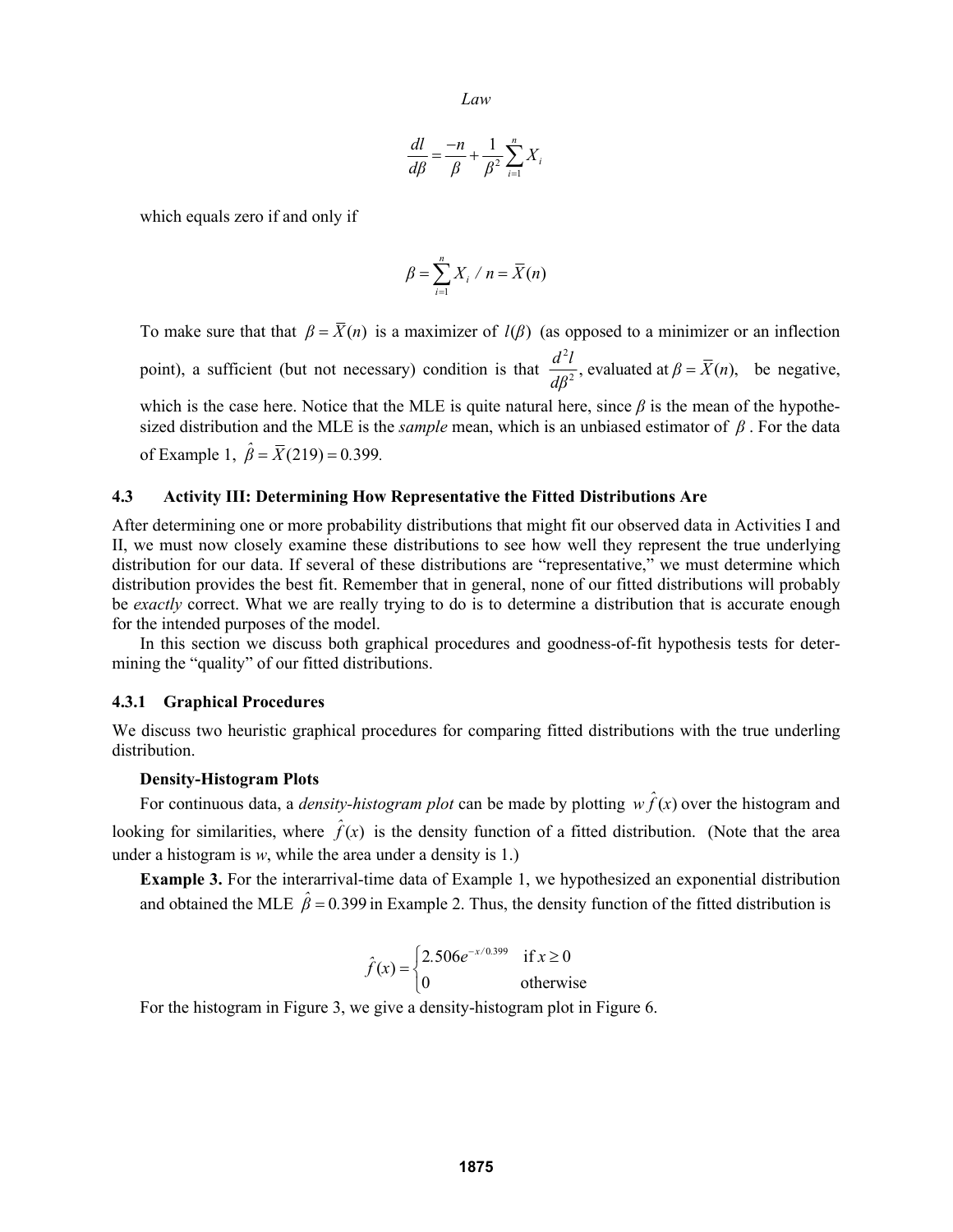$$\frac{dl}{d\beta} = \frac{-n}{\beta} + \frac{1}{\beta^2}\sum_{i=1}^{n} X_i$$

which equals zero if and only if

$$\beta = \sum_{i=1}^{n} X_i \,/\, n = \overline{X}(n)$$

To make sure that that $\beta = \overline{X}(n)$ is a maximizer of $l(\beta)$ (as opposed to a minimizer or an inflection point), a sufficient (but not necessary) condition is that $\frac{d^2 l}{d\beta^2}$, evaluated at $\beta = \overline{X}(n)$, be negative, which is the case here. Notice that the MLE is quite natural here, since $\beta$ is the mean of the hypothesized distribution and the MLE is the *sample* mean, which is an unbiased estimator of $\beta$. For the data of Example 1, $\hat{\beta} = \overline{X}(219) = 0.399.$

### 4.3 Activity III: Determining How Representative the Fitted Distributions Are

After determining one or more probability distributions that might fit our observed data in Activities I and II, we must now closely examine these distributions to see how well they represent the true underlying distribution for our data. If several of these distributions are "representative," we must determine which distribution provides the best fit. Remember that in general, none of our fitted distributions will probably be *exactly* correct. What we are really trying to do is to determine a distribution that is accurate enough for the intended purposes of the model.

In this section we discuss both graphical procedures and goodness-of-fit hypothesis tests for determining the "quality" of our fitted distributions.

#### 4.3.1 Graphical Procedures

We discuss two heuristic graphical procedures for comparing fitted distributions with the true underling distribution.

**Density-Histogram Plots**

For continuous data, a *density-histogram plot* can be made by plotting $w\hat{f}(x)$ over the histogram and looking for similarities, where $\hat{f}(x)$ is the density function of a fitted distribution. (Note that the area under a histogram is $w$, while the area under a density is 1.)

**Example 3.** For the interarrival-time data of Example 1, we hypothesized an exponential distribution and obtained the MLE $\hat{\beta} = 0.399$ in Example 2. Thus, the density function of the fitted distribution is

$$\hat{f}(x) = \begin{cases} 2.506e^{-x/0.399} & \text{if } x \geq 0 \\ 0 & \text{otherwise} \end{cases}$$

For the histogram in Figure 3, we give a density-histogram plot in Figure 6.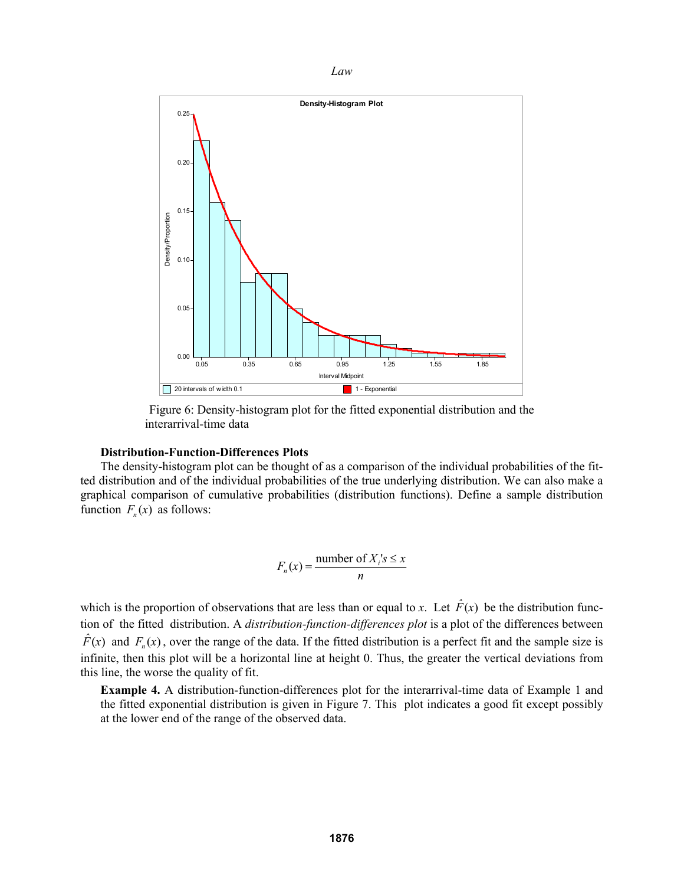Figure 6: Density-histogram plot for the fitted exponential distribution and the interarrival-time data

**Distribution-Function-Differences Plots**

The density-histogram plot can be thought of as a comparison of the individual probabilities of the fitted distribution and of the individual probabilities of the true underlying distribution. We can also make a graphical comparison of cumulative probabilities (distribution functions). Define a sample distribution function $F_n(x)$ as follows:

$$F_n(x) = \frac{\text{number of } X_i\text{'s} \leq x}{n}$$

which is the proportion of observations that are less than or equal to *x*. Let $\hat{F}(x)$ be the distribution function of the fitted distribution. A *distribution-function-differences plot* is a plot of the differences between $\hat{F}(x)$ and $F_n(x)$, over the range of the data. If the fitted distribution is a perfect fit and the sample size is infinite, then this plot will be a horizontal line at height 0. Thus, the greater the vertical deviations from this line, the worse the quality of fit.

**Example 4.** A distribution-function-differences plot for the interarrival-time data of Example 1 and the fitted exponential distribution is given in Figure 7. This plot indicates a good fit except possibly at the lower end of the range of the observed data.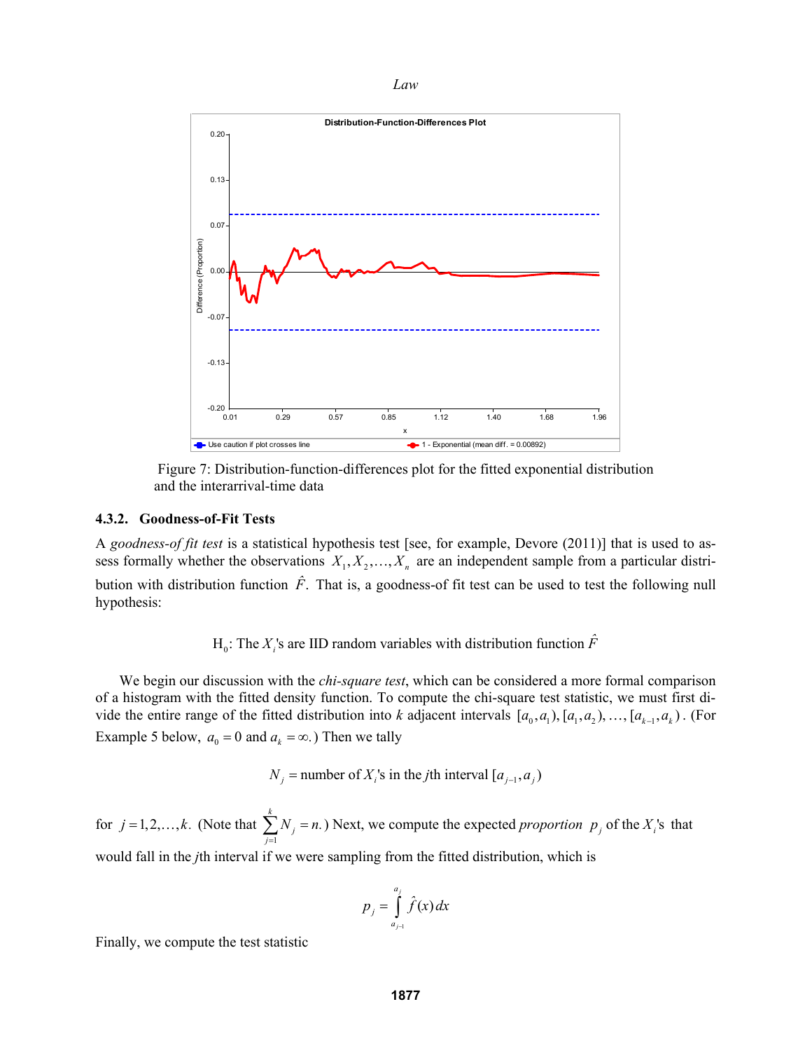Figure 7: Distribution-function-differences plot for the fitted exponential distribution and the interarrival-time data

### 4.3.2. Goodness-of-Fit Tests

A *goodness-of fit test* is a statistical hypothesis test [see, for example, Devore (2011)] that is used to assess formally whether the observations $X_1, X_2, \ldots, X_n$ are an independent sample from a particular distribution with distribution function $\hat{F}$. That is, a goodness-of fit test can be used to test the following null hypothesis:

$$\text{H}_0\text{: The } X_i\text{'s are IID random variables with distribution function } \hat{F}$$

We begin our discussion with the *chi-square test*, which can be considered a more formal comparison of a histogram with the fitted density function. To compute the chi-square test statistic, we must first divide the entire range of the fitted distribution into $k$ adjacent intervals $[a_0, a_1), [a_1, a_2), \ldots, [a_{k-1}, a_k)$. (For Example 5 below, $a_0 = 0$ and $a_k = \infty$.) Then we tally

$$N_j = \text{number of } X_i\text{'s in the } j\text{th interval } [a_{j-1}, a_j)$$

for $j = 1, 2, \ldots, k$. (Note that $\sum_{j=1}^{k} N_j = n$.) Next, we compute the expected *proportion* $p_j$ of the $X_i$'s that would fall in the $j$th interval if we were sampling from the fitted distribution, which is

$$p_j = \int_{a_{j-1}}^{a_j} \hat{f}(x)\,dx$$

Finally, we compute the test statistic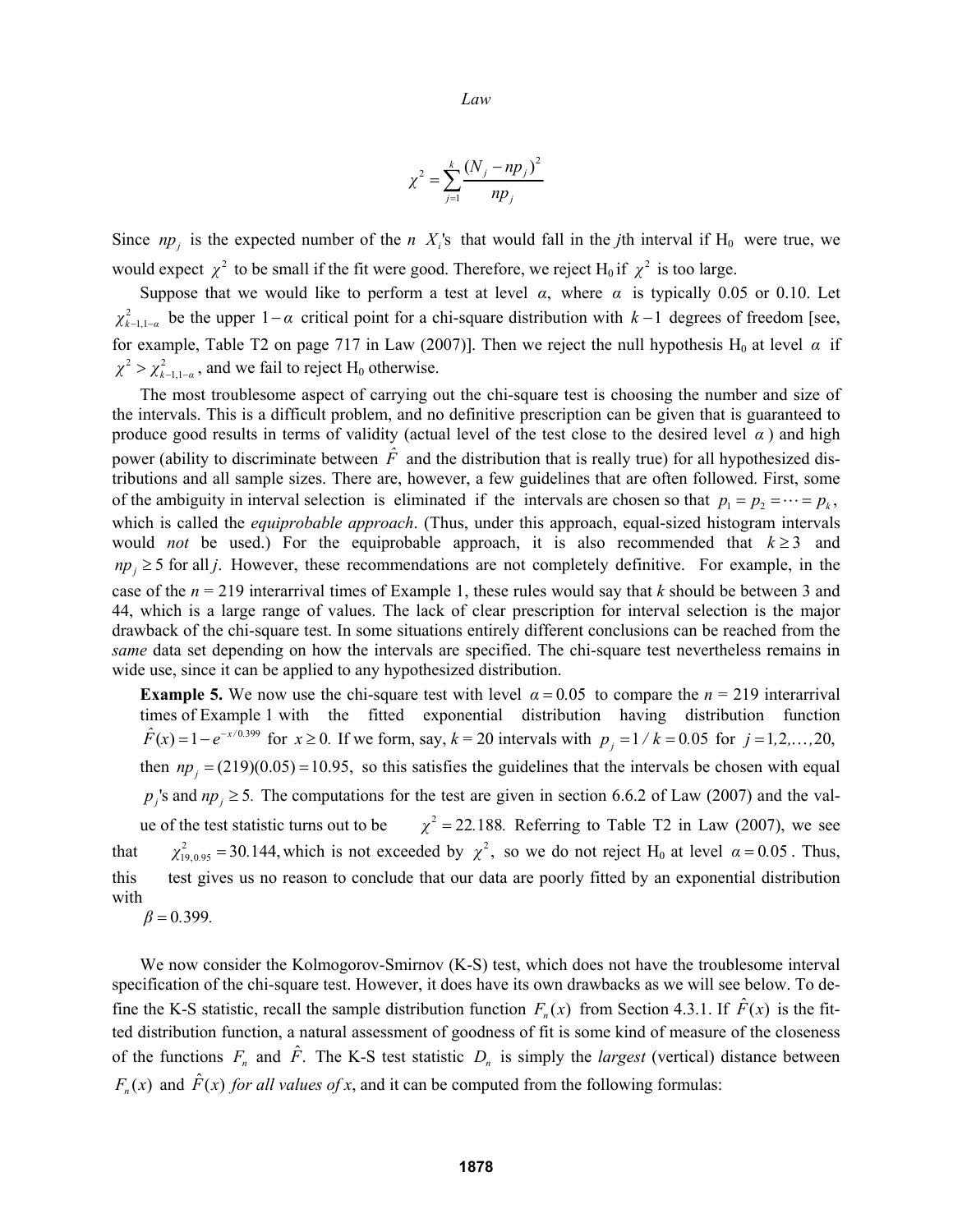$$\chi^2 = \sum_{j=1}^{k} \frac{(N_j - np_j)^2}{np_j}$$

Since $np_j$ is the expected number of the $n$ $X_i$'s that would fall in the $j$th interval if $H_0$ were true, we would expect $\chi^2$ to be small if the fit were good. Therefore, we reject $H_0$ if $\chi^2$ is too large.

Suppose that we would like to perform a test at level $\alpha$, where $\alpha$ is typically 0.05 or 0.10. Let $\chi^2_{k-1,1-\alpha}$ be the upper $1-\alpha$ critical point for a chi-square distribution with $k-1$ degrees of freedom [see, for example, Table T2 on page 717 in Law (2007)]. Then we reject the null hypothesis $H_0$ at level $\alpha$ if $\chi^2 > \chi^2_{k-1,1-\alpha}$, and we fail to reject $H_0$ otherwise.

The most troublesome aspect of carrying out the chi-square test is choosing the number and size of the intervals. This is a difficult problem, and no definitive prescription can be given that is guaranteed to produce good results in terms of validity (actual level of the test close to the desired level $\alpha$) and high power (ability to discriminate between $\hat{F}$ and the distribution that is really true) for all hypothesized distributions and all sample sizes. There are, however, a few guidelines that are often followed. First, some of the ambiguity in interval selection is eliminated if the intervals are chosen so that $p_1 = p_2 = \cdots = p_k$, which is called the *equiprobable approach*. (Thus, under this approach, equal-sized histogram intervals would *not* be used.) For the equiprobable approach, it is also recommended that $k \geq 3$ and $np_j \geq 5$ for all $j$. However, these recommendations are not completely definitive. For example, in the case of the $n$ = 219 interarrival times of Example 1, these rules would say that $k$ should be between 3 and 44, which is a large range of values. The lack of clear prescription for interval selection is the major drawback of the chi-square test. In some situations entirely different conclusions can be reached from the *same* data set depending on how the intervals are specified. The chi-square test nevertheless remains in wide use, since it can be applied to any hypothesized distribution.

**Example 5.** We now use the chi-square test with level $\alpha = 0.05$ to compare the $n$ = 219 interarrival times of Example 1 with the fitted exponential distribution having distribution function $\hat{F}(x) = 1 - e^{-x/0.399}$ for $x \geq 0$. If we form, say, $k$ = 20 intervals with $p_j = 1/k = 0.05$ for $j = 1, 2, \ldots, 20$, then $np_j = (219)(0.05) = 10.95$, so this satisfies the guidelines that the intervals be chosen with equal $p_j$'s and $np_j \geq 5$. The computations for the test are given in section 6.6.2 of Law (2007) and the value of the test statistic turns out to be $\chi^2 = 22.188$. Referring to Table T2 in Law (2007), we see that $\chi^2_{19,0.95} = 30.144$, which is not exceeded by $\chi^2$, so we do not reject $H_0$ at level $\alpha = 0.05$. Thus, this test gives us no reason to conclude that our data are poorly fitted by an exponential distribution with $\beta = 0.399$.

We now consider the Kolmogorov-Smirnov (K-S) test, which does not have the troublesome interval specification of the chi-square test. However, it does have its own drawbacks as we will see below. To define the K-S statistic, recall the sample distribution function $F_n(x)$ from Section 4.3.1. If $\hat{F}(x)$ is the fitted distribution function, a natural assessment of goodness of fit is some kind of measure of the closeness of the functions $F_n$ and $\hat{F}$. The K-S test statistic $D_n$ is simply the *largest* (vertical) distance between $F_n(x)$ and $\hat{F}(x)$ *for all values of x*, and it can be computed from the following formulas: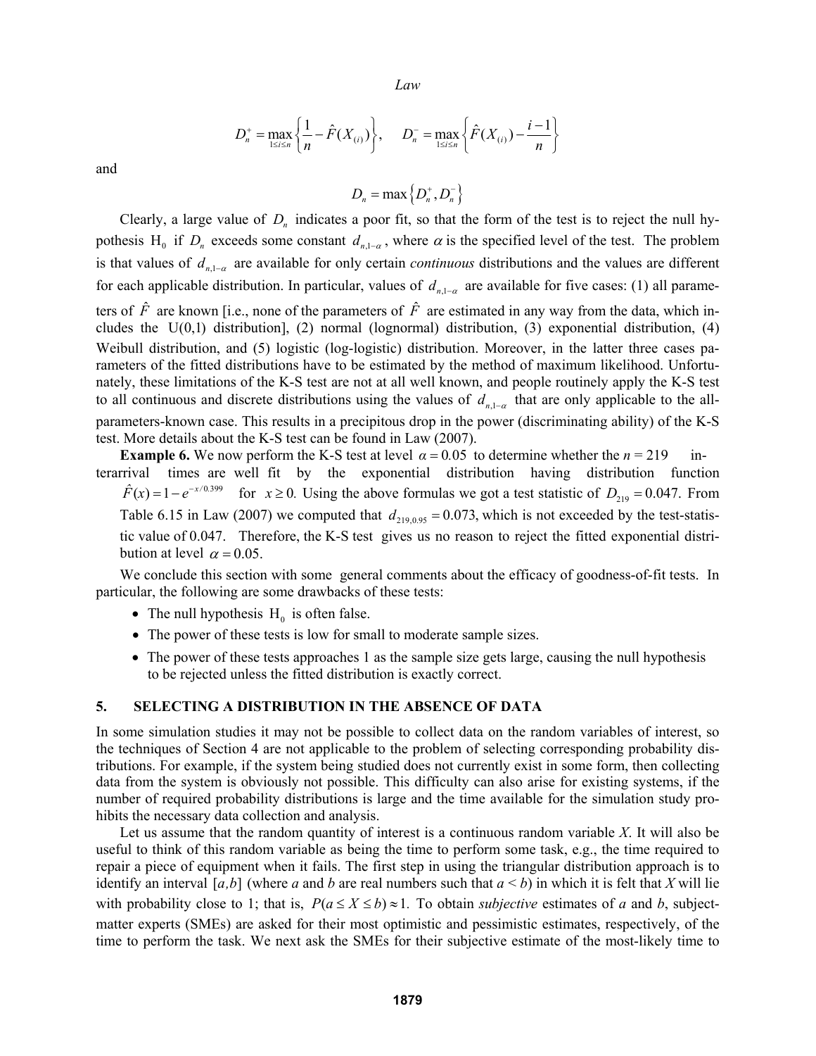$$D_n^+ = \max_{1 \le i \le n} \left\{ \frac{1}{n} - \hat{F}(X_{(i)}) \right\}, \quad D_n^- = \max_{1 \le i \le n} \left\{ \hat{F}(X_{(i)}) - \frac{i-1}{n} \right\}$$

and

$$D_n = \max \left\{ D_n^+, D_n^- \right\}$$

Clearly, a large value of $D_n$ indicates a poor fit, so that the form of the test is to reject the null hypothesis $\mathrm{H}_0$ if $D_n$ exceeds some constant $d_{n,1-\alpha}$, where $\alpha$ is the specified level of the test. The problem is that values of $d_{n,1-\alpha}$ are available for only certain *continuous* distributions and the values are different for each applicable distribution. In particular, values of $d_{n,1-\alpha}$ are available for five cases: (1) all parameters of $\hat{F}$ are known [i.e., none of the parameters of $\hat{F}$ are estimated in any way from the data, which includes the U(0,1) distribution], (2) normal (lognormal) distribution, (3) exponential distribution, (4) Weibull distribution, and (5) logistic (log-logistic) distribution. Moreover, in the latter three cases parameters of the fitted distributions have to be estimated by the method of maximum likelihood. Unfortunately, these limitations of the K-S test are not at all well known, and people routinely apply the K-S test to all continuous and discrete distributions using the values of $d_{n,1-\alpha}$ that are only applicable to the all-parameters-known case. This results in a precipitous drop in the power (discriminating ability) of the K-S test. More details about the K-S test can be found in Law (2007).

**Example 6.** We now perform the K-S test at level $\alpha = 0.05$ to determine whether the $n = 219$ interarrival times are well fit by the exponential distribution having distribution function $\hat{F}(x) = 1 - e^{-x/0.399}$ for $x \ge 0$. Using the above formulas we got a test statistic of $D_{219} = 0.047$. From Table 6.15 in Law (2007) we computed that $d_{219,0.95} = 0.073$, which is not exceeded by the test-statistic value of 0.047. Therefore, the K-S test gives us no reason to reject the fitted exponential distribution at level $\alpha = 0.05$.

We conclude this section with some general comments about the efficacy of goodness-of-fit tests. In particular, the following are some drawbacks of these tests:

- The null hypothesis $\mathrm{H}_0$ is often false.
- The power of these tests is low for small to moderate sample sizes.
- The power of these tests approaches 1 as the sample size gets large, causing the null hypothesis to be rejected unless the fitted distribution is exactly correct.

## 5. SELECTING A DISTRIBUTION IN THE ABSENCE OF DATA

In some simulation studies it may not be possible to collect data on the random variables of interest, so the techniques of Section 4 are not applicable to the problem of selecting corresponding probability distributions. For example, if the system being studied does not currently exist in some form, then collecting data from the system is obviously not possible. This difficulty can also arise for existing systems, if the number of required probability distributions is large and the time available for the simulation study prohibits the necessary data collection and analysis.

Let us assume that the random quantity of interest is a continuous random variable *X*. It will also be useful to think of this random variable as being the time to perform some task, e.g., the time required to repair a piece of equipment when it fails. The first step in using the triangular distribution approach is to identify an interval $[a,b]$ (where *a* and *b* are real numbers such that $a < b$) in which it is felt that *X* will lie with probability close to 1; that is, $P(a \le X \le b) \approx 1$. To obtain *subjective* estimates of *a* and *b*, subject-matter experts (SMEs) are asked for their most optimistic and pessimistic estimates, respectively, of the time to perform the task. We next ask the SMEs for their subjective estimate of the most-likely time to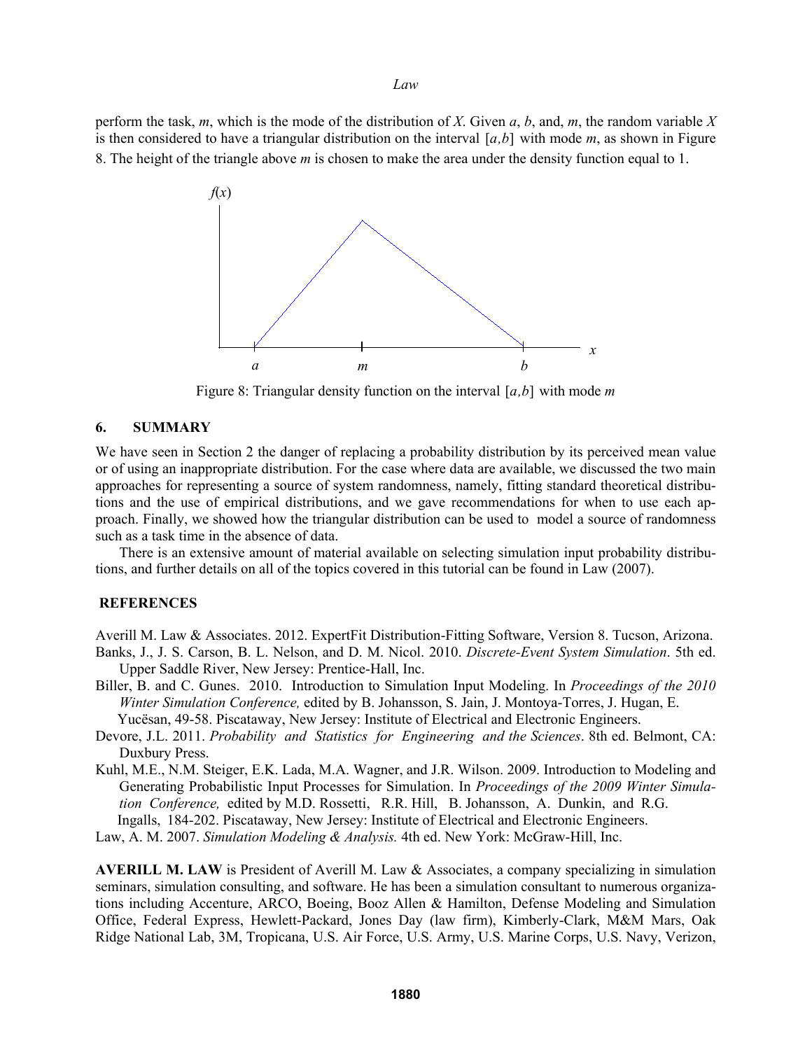perform the task, $m$, which is the mode of the distribution of $X$. Given $a$, $b$, and, $m$, the random variable $X$ is then considered to have a triangular distribution on the interval $[a,b]$ with mode $m$, as shown in Figure 8. The height of the triangle above $m$ is chosen to make the area under the density function equal to 1.

Figure 8: Triangular density function on the interval $[a,b]$ with mode $m$

## 6. SUMMARY

We have seen in Section 2 the danger of replacing a probability distribution by its perceived mean value or of using an inappropriate distribution. For the case where data are available, we discussed the two main approaches for representing a source of system randomness, namely, fitting standard theoretical distributions and the use of empirical distributions, and we gave recommendations for when to use each approach. Finally, we showed how the triangular distribution can be used to model a source of randomness such as a task time in the absence of data.

There is an extensive amount of material available on selecting simulation input probability distributions, and further details on all of the topics covered in this tutorial can be found in Law (2007).

## REFERENCES

Averill M. Law & Associates. 2012. ExpertFit Distribution-Fitting Software, Version 8. Tucson, Arizona.

Banks, J., J. S. Carson, B. L. Nelson, and D. M. Nicol. 2010. *Discrete-Event System Simulation*. 5th ed. Upper Saddle River, New Jersey: Prentice-Hall, Inc.

Biller, B. and C. Gunes. 2010. Introduction to Simulation Input Modeling. In *Proceedings of the 2010 Winter Simulation Conference,* edited by B. Johansson, S. Jain, J. Montoya-Torres, J. Hugan, E. Yucësan, 49-58. Piscataway, New Jersey: Institute of Electrical and Electronic Engineers.

Devore, J.L. 2011. *Probability and Statistics for Engineering and the Sciences*. 8th ed. Belmont, CA: Duxbury Press.

Kuhl, M.E., N.M. Steiger, E.K. Lada, M.A. Wagner, and J.R. Wilson. 2009. Introduction to Modeling and Generating Probabilistic Input Processes for Simulation. In *Proceedings of the 2009 Winter Simulation Conference,* edited by M.D. Rossetti, R.R. Hill, B. Johansson, A. Dunkin, and R.G. Ingalls, 184-202. Piscataway, New Jersey: Institute of Electrical and Electronic Engineers.

Law, A. M. 2007. *Simulation Modeling & Analysis.* 4th ed. New York: McGraw-Hill, Inc.

**AVERILL M. LAW** is President of Averill M. Law & Associates, a company specializing in simulation seminars, simulation consulting, and software. He has been a simulation consultant to numerous organizations including Accenture, ARCO, Boeing, Booz Allen & Hamilton, Defense Modeling and Simulation Office, Federal Express, Hewlett-Packard, Jones Day (law firm), Kimberly-Clark, M&M Mars, Oak Ridge National Lab, 3M, Tropicana, U.S. Air Force, U.S. Army, U.S. Marine Corps, U.S. Navy, Verizon,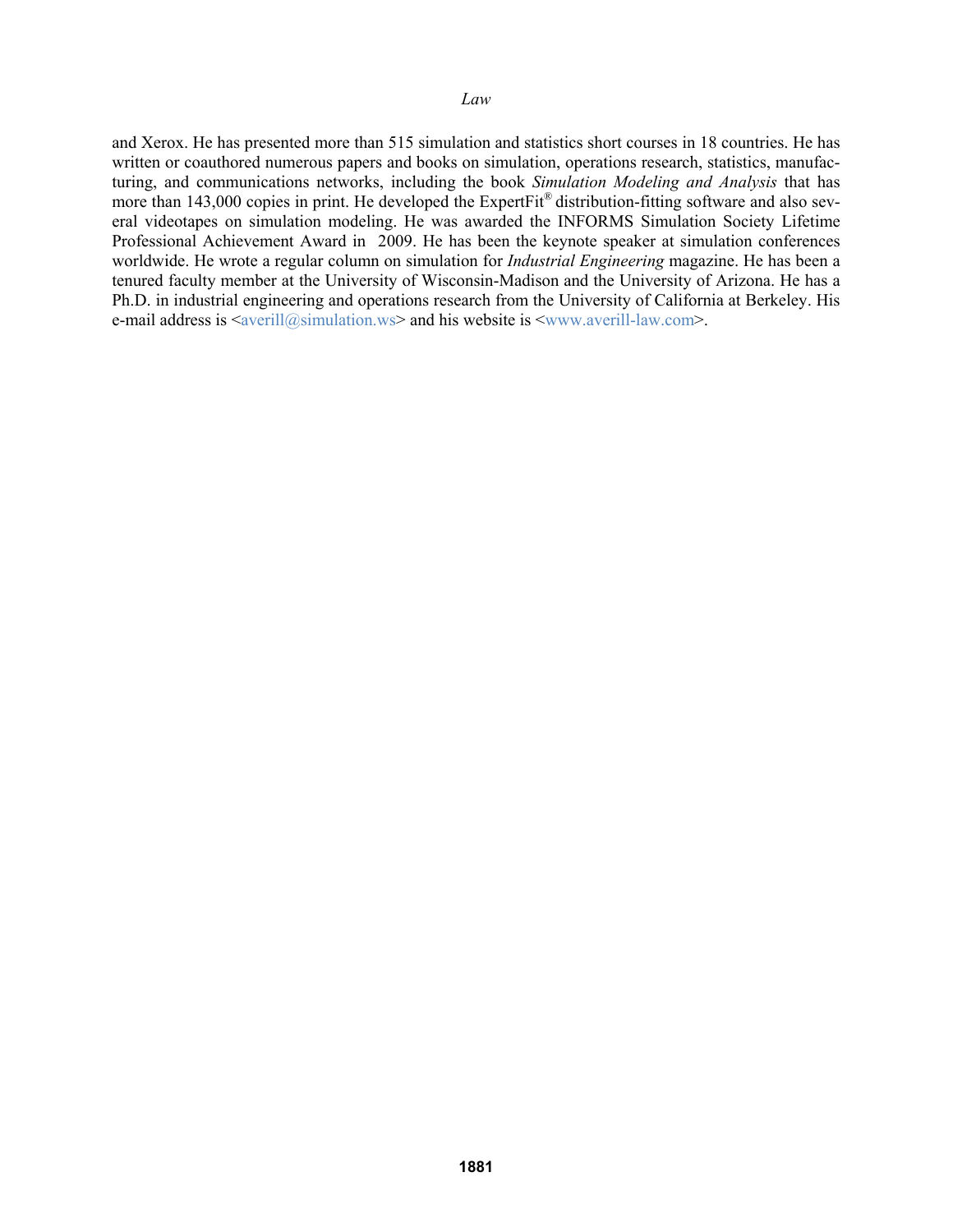and Xerox. He has presented more than 515 simulation and statistics short courses in 18 countries. He has written or coauthored numerous papers and books on simulation, operations research, statistics, manufacturing, and communications networks, including the book *Simulation Modeling and Analysis* that has more than 143,000 copies in print. He developed the ExpertFit® distribution-fitting software and also several videotapes on simulation modeling. He was awarded the INFORMS Simulation Society Lifetime Professional Achievement Award in 2009. He has been the keynote speaker at simulation conferences worldwide. He wrote a regular column on simulation for *Industrial Engineering* magazine. He has been a tenured faculty member at the University of Wisconsin-Madison and the University of Arizona. He has a Ph.D. in industrial engineering and operations research from the University of California at Berkeley. His e-mail address is <averill@simulation.ws> and his website is <www.averill-law.com>.